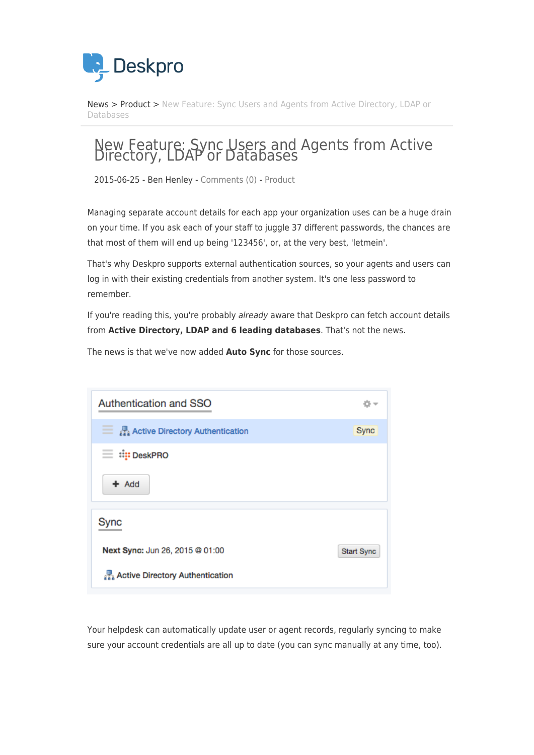News > Product > New Feature: Sync Users and Agents from Active Directory, LDAP or Databases

# New Feature: Sync Users and Agents from Active Directory, LDAP or Databases

2015-06-25 - Ben Henley - Comments (0) - Product

Managing separate account details for each app your organization uses can be a huge drain on your time. If you ask each of your staff to juggle 37 different passwords, the chances are that most of them will end up being '123456', or, at the very best, 'letmein'.

That's why Deskpro supports external authentication sources, so your agents and users can log in with their existing credentials from another system. It's one less password to remember.

If you're reading this, you're probably *already* aware that Deskpro can fetch account details from **Active Directory, LDAP and 6 leading databases**. That's not the news.

The news is that we've now added **Auto Sync** for those sources.

Your helpdesk can automatically update user or agent records, regularly syncing to make sure your account credentials are all up to date (you can sync manually at any time, too).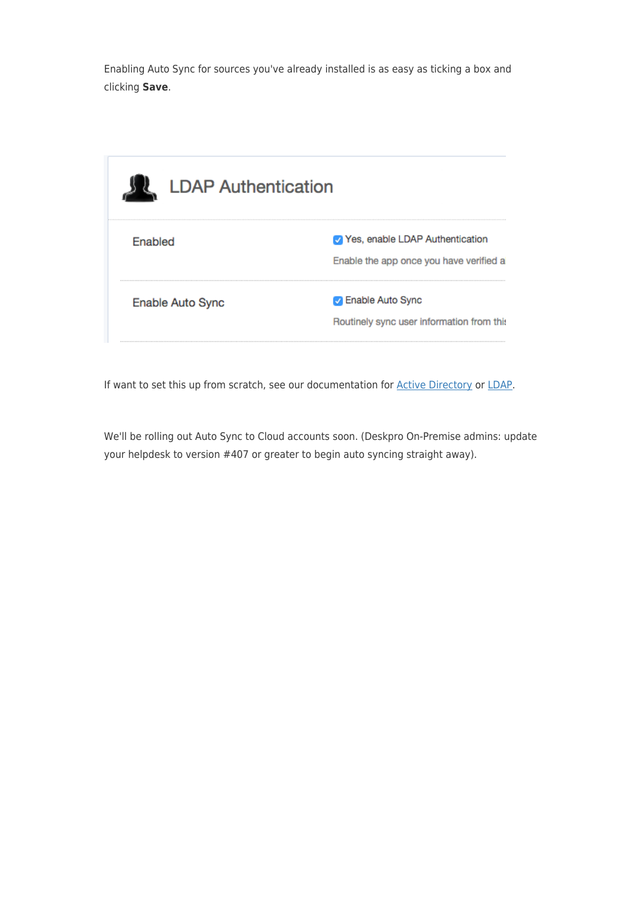Enabling Auto Sync for sources you've already installed is as easy as ticking a box and clicking **Save**.

If want to set this up from scratch, see our documentation for [Active Directory] or [LDAP].

We'll be rolling out Auto Sync to Cloud accounts soon. (Deskpro On-Premise admins: update your helpdesk to version #407 or greater to begin auto syncing straight away).